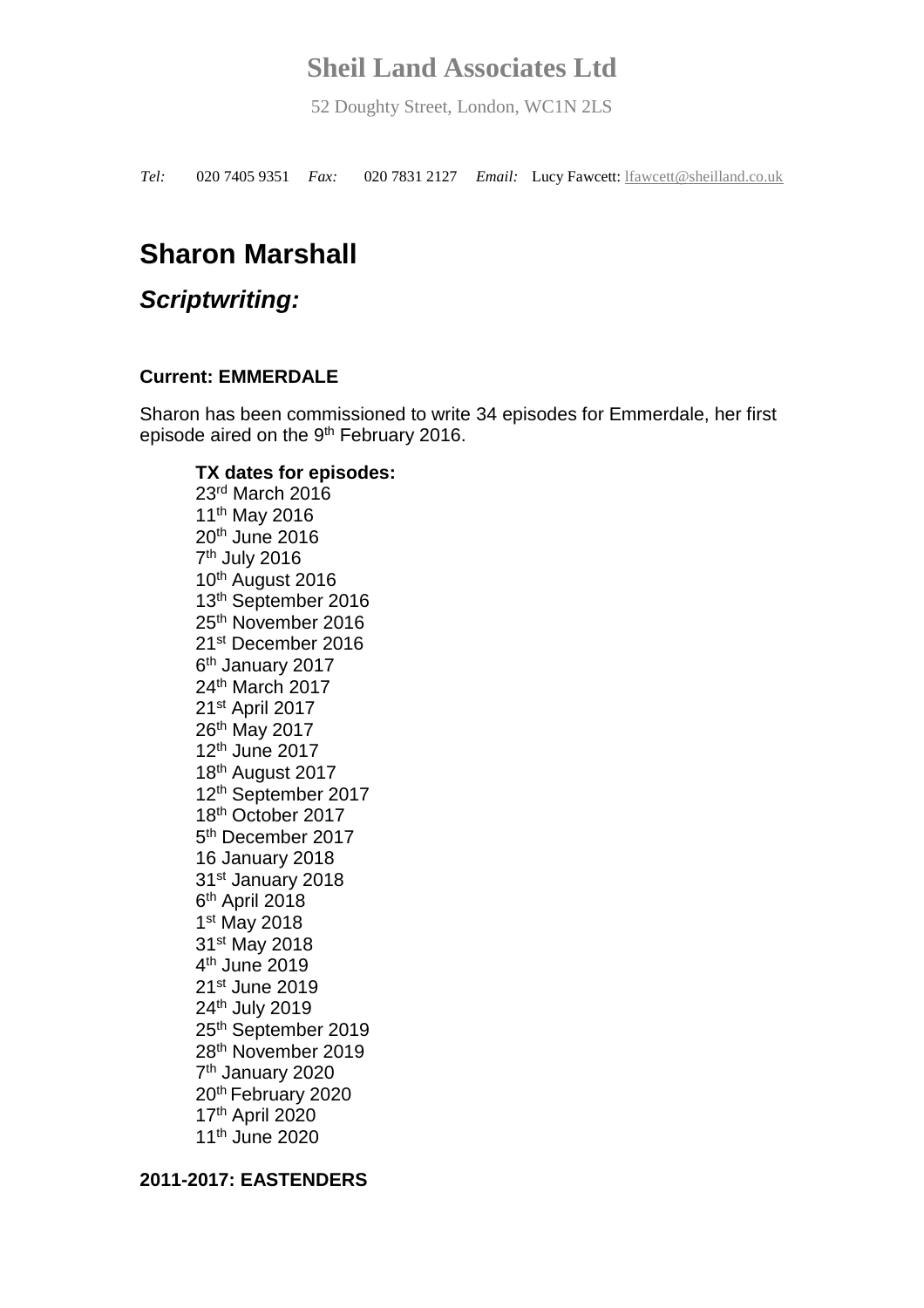# Sheil Land Associates Ltd

52 Doughty Street, London, WC1N 2LS

*Tel:* 020 7405 9351 *Fax:* 020 7831 2127 *Email:* Lucy Fawcett: lfawcett@sheilland.co.uk

# Sharon Marshall

## *Scriptwriting:*

**Current: EMMERDALE**

Sharon has been commissioned to write 34 episodes for Emmerdale, her first episode aired on the 9th February 2016.

**TX dates for episodes:**
23rd March 2016
11th May 2016
20th June 2016
7th July 2016
10th August 2016
13th September 2016
25th November 2016
21st December 2016
6th January 2017
24th March 2017
21st April 2017
26th May 2017
12th June 2017
18th August 2017
12th September 2017
18th October 2017
5th December 2017
16 January 2018
31st January 2018
6th April 2018
1st May 2018
31st May 2018
4th June 2019
21st June 2019
24th July 2019
25th September 2019
28th November 2019
7th January 2020
20th February 2020
17th April 2020
11th June 2020

**2011-2017: EASTENDERS**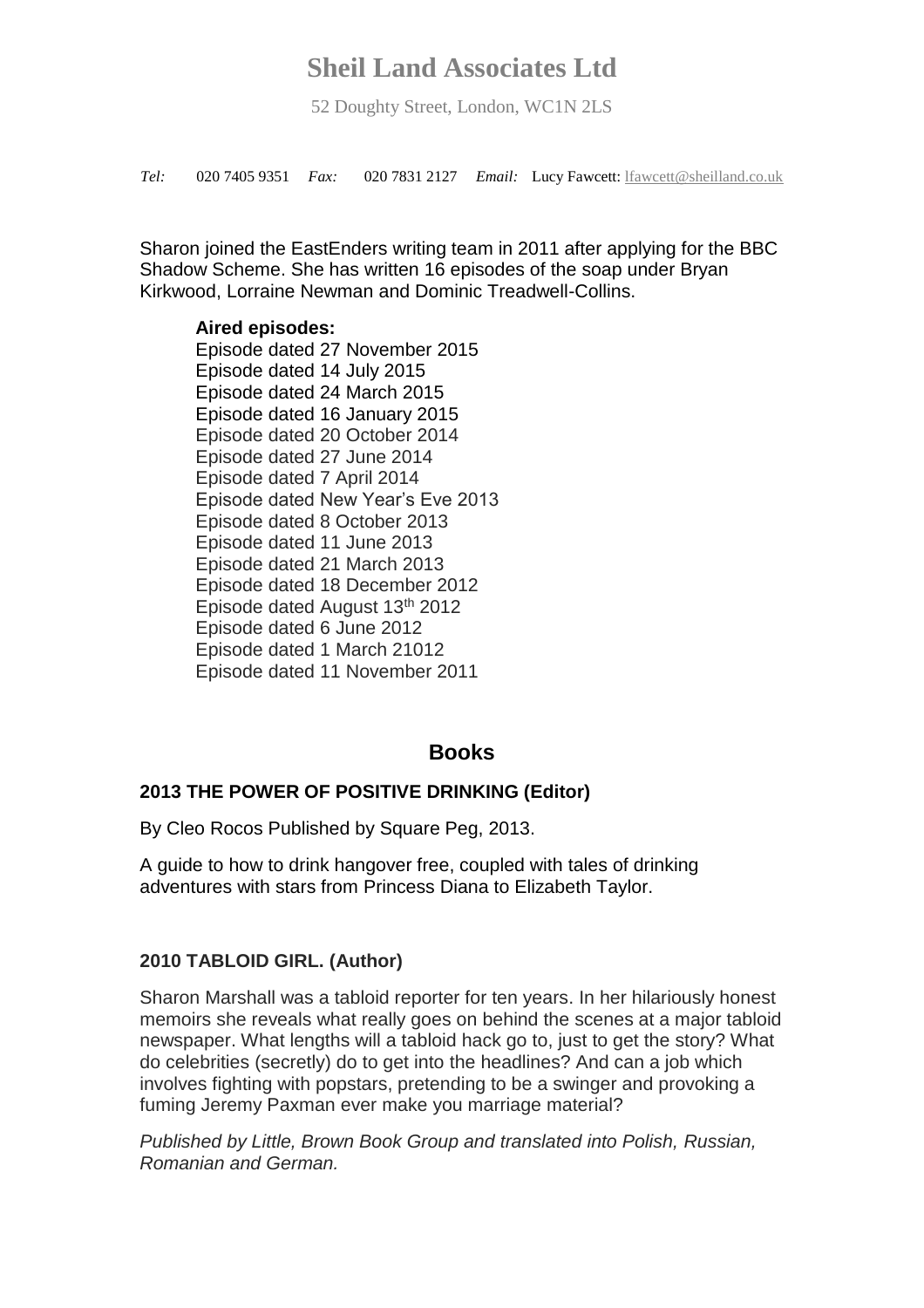# Sheil Land Associates Ltd

52 Doughty Street, London, WC1N 2LS

*Tel:* 020 7405 9351 *Fax:* 020 7831 2127 *Email:* Lucy Fawcett: lfawcett@sheilland.co.uk

Sharon joined the EastEnders writing team in 2011 after applying for the BBC Shadow Scheme. She has written 16 episodes of the soap under Bryan Kirkwood, Lorraine Newman and Dominic Treadwell-Collins.

**Aired episodes:**
Episode dated 27 November 2015
Episode dated 14 July 2015
Episode dated 24 March 2015
Episode dated 16 January 2015
Episode dated 20 October 2014
Episode dated 27 June 2014
Episode dated 7 April 2014
Episode dated New Year's Eve 2013
Episode dated 8 October 2013
Episode dated 11 June 2013
Episode dated 21 March 2013
Episode dated 18 December 2012
Episode dated August 13th 2012
Episode dated 6 June 2012
Episode dated 1 March 21012
Episode dated 11 November 2011

## Books

### 2013 THE POWER OF POSITIVE DRINKING (Editor)

By Cleo Rocos Published by Square Peg, 2013.

A guide to how to drink hangover free, coupled with tales of drinking adventures with stars from Princess Diana to Elizabeth Taylor.

### 2010 TABLOID GIRL. (Author)

Sharon Marshall was a tabloid reporter for ten years. In her hilariously honest memoirs she reveals what really goes on behind the scenes at a major tabloid newspaper. What lengths will a tabloid hack go to, just to get the story? What do celebrities (secretly) do to get into the headlines? And can a job which involves fighting with popstars, pretending to be a swinger and provoking a fuming Jeremy Paxman ever make you marriage material?

*Published by Little, Brown Book Group and translated into Polish, Russian, Romanian and German.*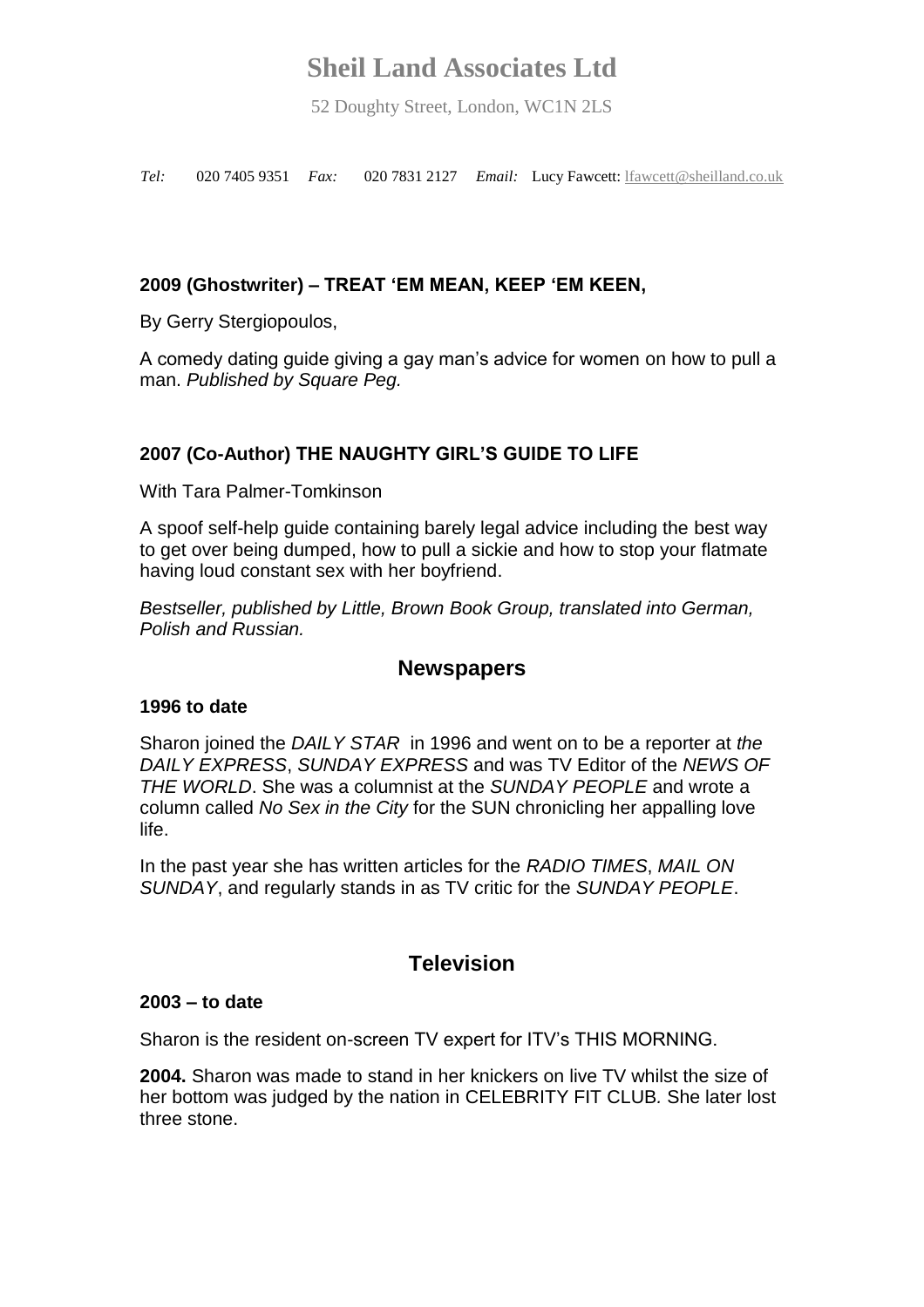# Sheil Land Associates Ltd

52 Doughty Street, London, WC1N 2LS

*Tel:* 020 7405 9351 *Fax:* 020 7831 2127 *Email:* Lucy Fawcett: lfawcett@sheilland.co.uk

**2009 (Ghostwriter) – TREAT 'EM MEAN, KEEP 'EM KEEN,**

By Gerry Stergiopoulos,

A comedy dating guide giving a gay man's advice for women on how to pull a man. *Published by Square Peg.*

**2007 (Co-Author) THE NAUGHTY GIRL'S GUIDE TO LIFE**

With Tara Palmer-Tomkinson

A spoof self-help guide containing barely legal advice including the best way to get over being dumped, how to pull a sickie and how to stop your flatmate having loud constant sex with her boyfriend.

*Bestseller, published by Little, Brown Book Group, translated into German, Polish and Russian.*

## Newspapers

**1996 to date**

Sharon joined the *DAILY STAR* in 1996 and went on to be a reporter at *the DAILY EXPRESS*, *SUNDAY EXPRESS* and was TV Editor of the *NEWS OF THE WORLD*. She was a columnist at the *SUNDAY PEOPLE* and wrote a column called *No Sex in the City* for the SUN chronicling her appalling love life.

In the past year she has written articles for the *RADIO TIMES*, *MAIL ON SUNDAY*, and regularly stands in as TV critic for the *SUNDAY PEOPLE*.

## Television

**2003 – to date**

Sharon is the resident on-screen TV expert for ITV's THIS MORNING.

**2004.** Sharon was made to stand in her knickers on live TV whilst the size of her bottom was judged by the nation in CELEBRITY FIT CLUB. She later lost three stone.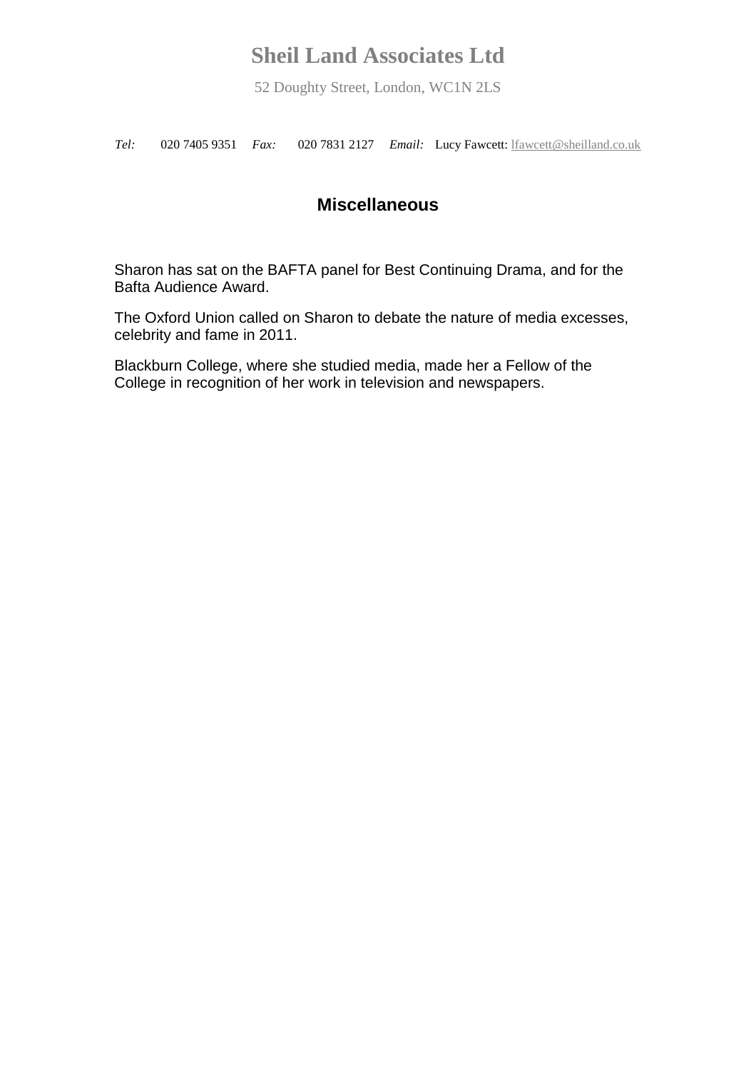# Sheil Land Associates Ltd

52 Doughty Street, London, WC1N 2LS

*Tel:* 020 7405 9351 *Fax:* 020 7831 2127 *Email:* Lucy Fawcett: lfawcett@sheilland.co.uk

## Miscellaneous

Sharon has sat on the BAFTA panel for Best Continuing Drama, and for the Bafta Audience Award.

The Oxford Union called on Sharon to debate the nature of media excesses, celebrity and fame in 2011.

Blackburn College, where she studied media, made her a Fellow of the College in recognition of her work in television and newspapers.